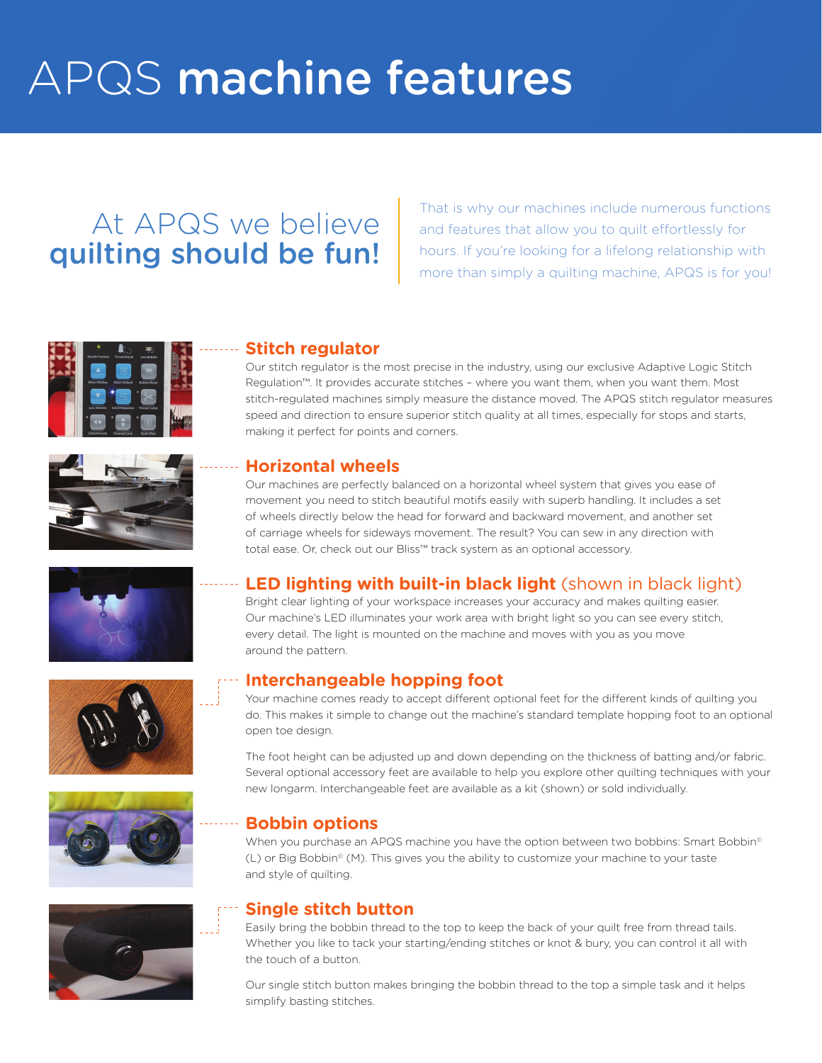# APQS **machine features**

## At APQS we believe **quilting should be fun!**

That is why our machines include numerous functions and features that allow you to quilt effortlessly for hours. If you're looking for a lifelong relationship with more than simply a quilting machine, APQS is for you!

### Stitch regulator

Our stitch regulator is the most precise in the industry, using our exclusive Adaptive Logic Stitch Regulation™. It provides accurate stitches – where you want them, when you want them. Most stitch-regulated machines simply measure the distance moved. The APQS stitch regulator measures speed and direction to ensure superior stitch quality at all times, especially for stops and starts, making it perfect for points and corners.

### Horizontal wheels

Our machines are perfectly balanced on a horizontal wheel system that gives you ease of movement you need to stitch beautiful motifs easily with superb handling. It includes a set of wheels directly below the head for forward and backward movement, and another set of carriage wheels for sideways movement. The result? You can sew in any direction with total ease. Or, check out our Bliss™ track system as an optional accessory.

### LED lighting with built-in black light (shown in black light)

Bright clear lighting of your workspace increases your accuracy and makes quilting easier. Our machine's LED illuminates your work area with bright light so you can see every stitch, every detail. The light is mounted on the machine and moves with you as you move around the pattern.

### Interchangeable hopping foot

Your machine comes ready to accept different optional feet for the different kinds of quilting you do. This makes it simple to change out the machine's standard template hopping foot to an optional open toe design.

The foot height can be adjusted up and down depending on the thickness of batting and/or fabric. Several optional accessory feet are available to help you explore other quilting techniques with your new longarm. Interchangeable feet are available as a kit (shown) or sold individually.

### Bobbin options

When you purchase an APQS machine you have the option between two bobbins: Smart Bobbin© (L) or Big Bobbin© (M). This gives you the ability to customize your machine to your taste and style of quilting.

### Single stitch button

Easily bring the bobbin thread to the top to keep the back of your quilt free from thread tails. Whether you like to tack your starting/ending stitches or knot & bury, you can control it all with the touch of a button.

Our single stitch button makes bringing the bobbin thread to the top a simple task and it helps simplify basting stitches.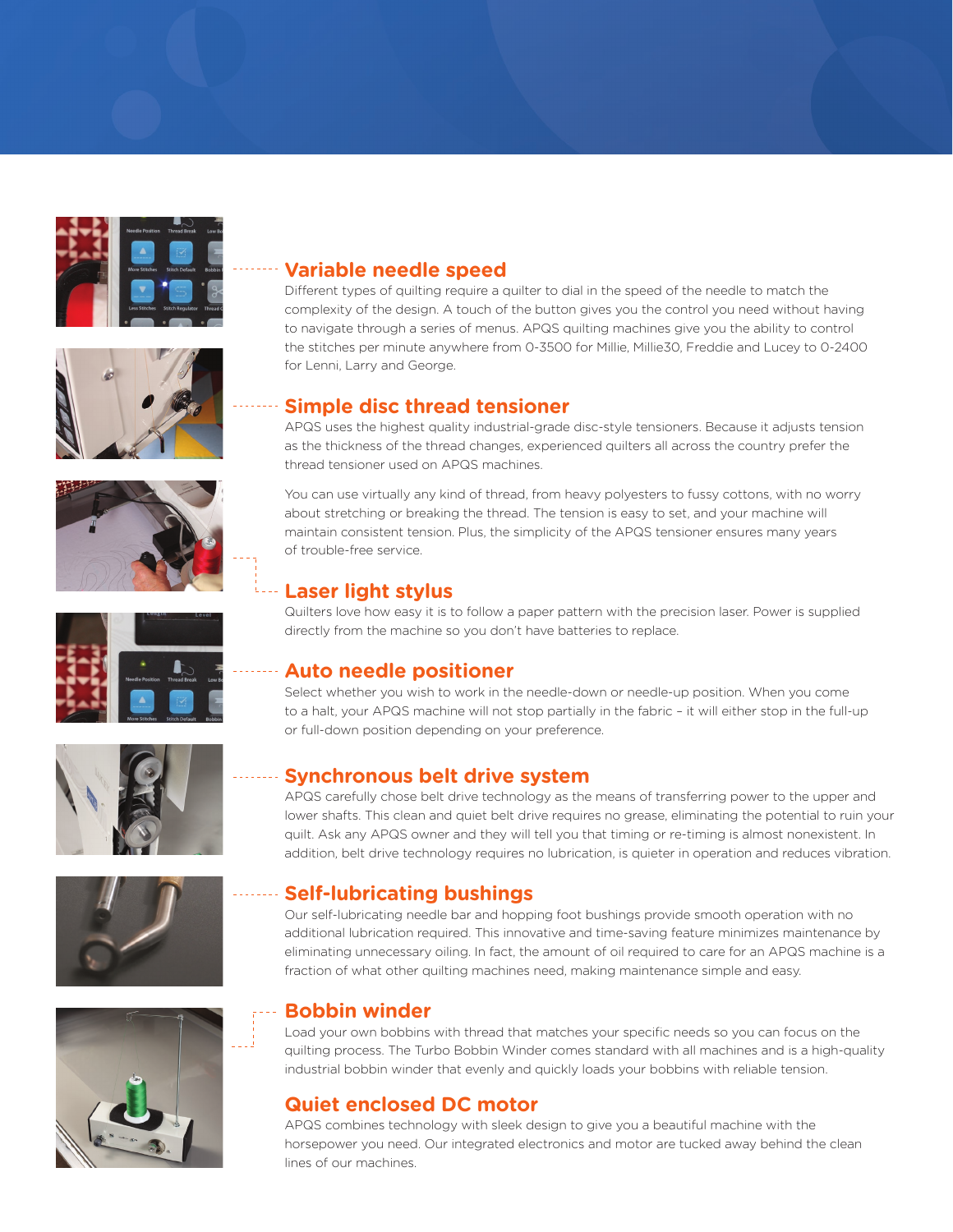## Variable needle speed

Different types of quilting require a quilter to dial in the speed of the needle to match the complexity of the design. A touch of the button gives you the control you need without having to navigate through a series of menus. APQS quilting machines give you the ability to control the stitches per minute anywhere from 0-3500 for Millie, Millie30, Freddie and Lucey to 0-2400 for Lenni, Larry and George.

## Simple disc thread tensioner

APQS uses the highest quality industrial-grade disc-style tensioners. Because it adjusts tension as the thickness of the thread changes, experienced quilters all across the country prefer the thread tensioner used on APQS machines.

You can use virtually any kind of thread, from heavy polyesters to fussy cottons, with no worry about stretching or breaking the thread. The tension is easy to set, and your machine will maintain consistent tension. Plus, the simplicity of the APQS tensioner ensures many years of trouble-free service.

## Laser light stylus

Quilters love how easy it is to follow a paper pattern with the precision laser. Power is supplied directly from the machine so you don't have batteries to replace.

## Auto needle positioner

Select whether you wish to work in the needle-down or needle-up position. When you come to a halt, your APQS machine will not stop partially in the fabric – it will either stop in the full-up or full-down position depending on your preference.

## Synchronous belt drive system

APQS carefully chose belt drive technology as the means of transferring power to the upper and lower shafts. This clean and quiet belt drive requires no grease, eliminating the potential to ruin your quilt. Ask any APQS owner and they will tell you that timing or re-timing is almost nonexistent. In addition, belt drive technology requires no lubrication, is quieter in operation and reduces vibration.

## Self-lubricating bushings

Our self-lubricating needle bar and hopping foot bushings provide smooth operation with no additional lubrication required. This innovative and time-saving feature minimizes maintenance by eliminating unnecessary oiling. In fact, the amount of oil required to care for an APQS machine is a fraction of what other quilting machines need, making maintenance simple and easy.

## Bobbin winder

Load your own bobbins with thread that matches your specific needs so you can focus on the quilting process. The Turbo Bobbin Winder comes standard with all machines and is a high-quality industrial bobbin winder that evenly and quickly loads your bobbins with reliable tension.

## Quiet enclosed DC motor

APQS combines technology with sleek design to give you a beautiful machine with the horsepower you need. Our integrated electronics and motor are tucked away behind the clean lines of our machines.